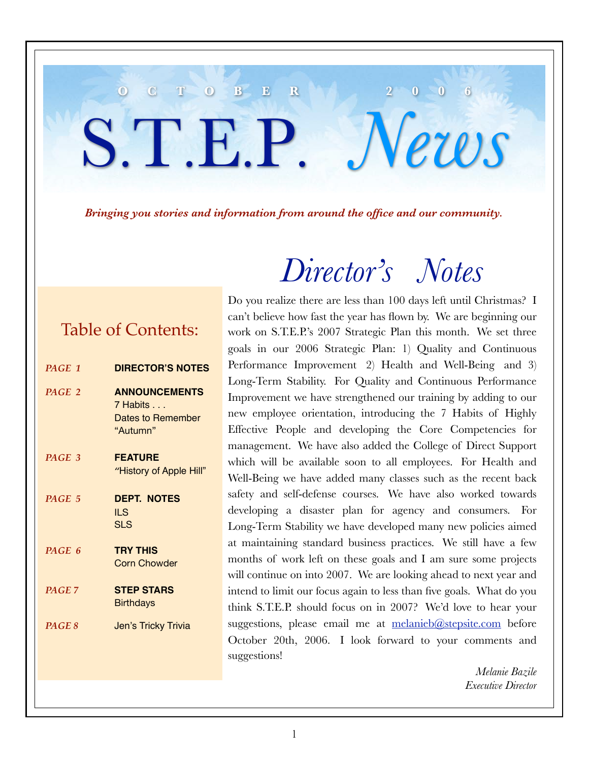OCTOBER 2006

# S.T.E.P. *News*

***Bringing you stories and information from around the office and our community.***

## Table of Contents:

| | |
|---|---|
| *PAGE 1* | **DIRECTOR'S NOTES** |
| *PAGE 2* | **ANNOUNCEMENTS**<br>7 Habits . . .<br>Dates to Remember<br>"Autumn" |
| *PAGE 3* | **FEATURE**<br>"History of Apple Hill" |
| *PAGE 5* | **DEPT. NOTES**<br>ILS<br>SLS |
| *PAGE 6* | **TRY THIS**<br>Corn Chowder |
| *PAGE 7* | **STEP STARS**<br>Birthdays |
| *PAGE 8* | Jen's Tricky Trivia |

## *Director's Notes*

Do you realize there are less than 100 days left until Christmas? I can't believe how fast the year has flown by. We are beginning our work on S.T.E.P.'s 2007 Strategic Plan this month. We set three goals in our 2006 Strategic Plan: 1) Quality and Continuous Performance Improvement 2) Health and Well-Being and 3) Long-Term Stability. For Quality and Continuous Performance Improvement we have strengthened our training by adding to our new employee orientation, introducing the 7 Habits of Highly Effective People and developing the Core Competencies for management. We have also added the College of Direct Support which will be available soon to all employees. For Health and Well-Being we have added many classes such as the recent back safety and self-defense courses. We have also worked towards developing a disaster plan for agency and consumers. For Long-Term Stability we have developed many new policies aimed at maintaining standard business practices. We still have a few months of work left on these goals and I am sure some projects will continue on into 2007. We are looking ahead to next year and intend to limit our focus again to less than five goals. What do you think S.T.E.P. should focus on in 2007? We'd love to hear your suggestions, please email me at melanieb@stepsite.com before October 20th, 2006. I look forward to your comments and suggestions!

*Melanie Bazile*
*Executive Director*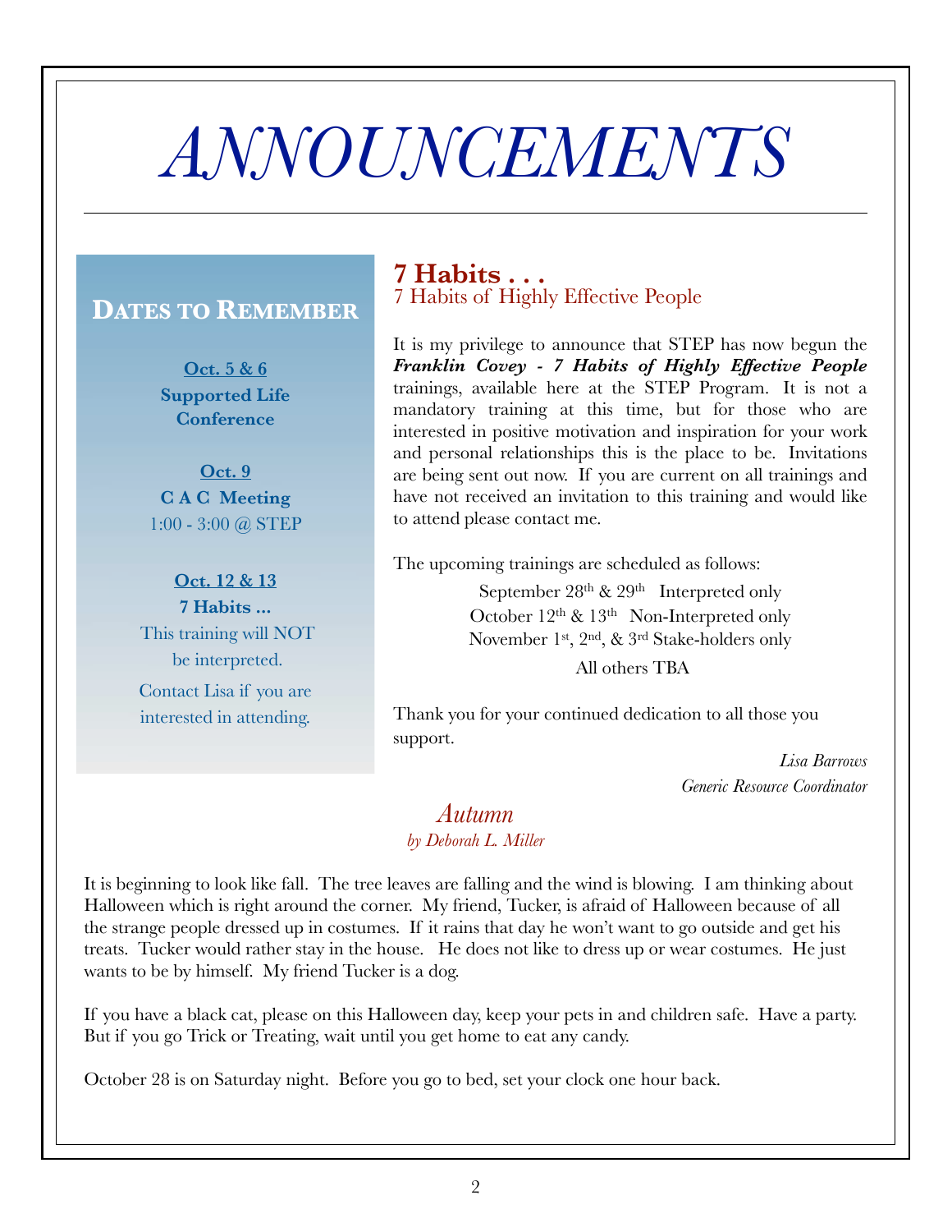# ANNOUNCEMENTS

## Dates to Remember

**Oct. 5 & 6**
**Supported Life Conference**

**Oct. 9**
**C A C Meeting**
1:00 - 3:00 @ STEP

**Oct. 12 & 13**
**7 Habits ...**
This training will NOT be interpreted.
Contact Lisa if you are interested in attending.

## 7 Habits . . .

### 7 Habits of Highly Effective People

It is my privilege to announce that STEP has now begun the ***Franklin Covey - 7 Habits of Highly Effective People*** trainings, available here at the STEP Program. It is not a mandatory training at this time, but for those who are interested in positive motivation and inspiration for your work and personal relationships this is the place to be. Invitations are being sent out now. If you are current on all trainings and have not received an invitation to this training and would like to attend please contact me.

The upcoming trainings are scheduled as follows:

September 28th & 29th Interpreted only
October 12th & 13th Non-Interpreted only
November 1st, 2nd, & 3rd Stake-holders only
All others TBA

Thank you for your continued dedication to all those you support.

*Lisa Barrows*
*Generic Resource Coordinator*

## Autumn

*by Deborah L. Miller*

It is beginning to look like fall. The tree leaves are falling and the wind is blowing. I am thinking about Halloween which is right around the corner. My friend, Tucker, is afraid of Halloween because of all the strange people dressed up in costumes. If it rains that day he won't want to go outside and get his treats. Tucker would rather stay in the house. He does not like to dress up or wear costumes. He just wants to be by himself. My friend Tucker is a dog.

If you have a black cat, please on this Halloween day, keep your pets in and children safe. Have a party. But if you go Trick or Treating, wait until you get home to eat any candy.

October 28 is on Saturday night. Before you go to bed, set your clock one hour back.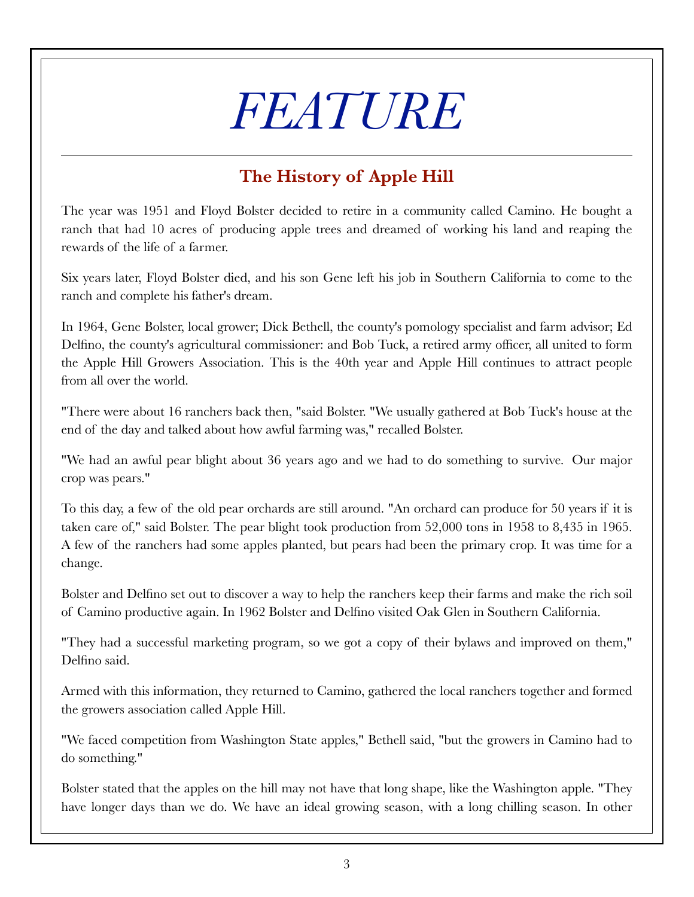# FEATURE

## The History of Apple Hill

The year was 1951 and Floyd Bolster decided to retire in a community called Camino. He bought a ranch that had 10 acres of producing apple trees and dreamed of working his land and reaping the rewards of the life of a farmer.

Six years later, Floyd Bolster died, and his son Gene left his job in Southern California to come to the ranch and complete his father's dream.

In 1964, Gene Bolster, local grower; Dick Bethell, the county's pomology specialist and farm advisor; Ed Delfino, the county's agricultural commissioner: and Bob Tuck, a retired army officer, all united to form the Apple Hill Growers Association. This is the 40th year and Apple Hill continues to attract people from all over the world.

"There were about 16 ranchers back then, "said Bolster. "We usually gathered at Bob Tuck's house at the end of the day and talked about how awful farming was," recalled Bolster.

"We had an awful pear blight about 36 years ago and we had to do something to survive. Our major crop was pears."

To this day, a few of the old pear orchards are still around. "An orchard can produce for 50 years if it is taken care of," said Bolster. The pear blight took production from 52,000 tons in 1958 to 8,435 in 1965. A few of the ranchers had some apples planted, but pears had been the primary crop. It was time for a change.

Bolster and Delfino set out to discover a way to help the ranchers keep their farms and make the rich soil of Camino productive again. In 1962 Bolster and Delfino visited Oak Glen in Southern California.

"They had a successful marketing program, so we got a copy of their bylaws and improved on them," Delfino said.

Armed with this information, they returned to Camino, gathered the local ranchers together and formed the growers association called Apple Hill.

"We faced competition from Washington State apples," Bethell said, "but the growers in Camino had to do something."

Bolster stated that the apples on the hill may not have that long shape, like the Washington apple. "They have longer days than we do. We have an ideal growing season, with a long chilling season. In other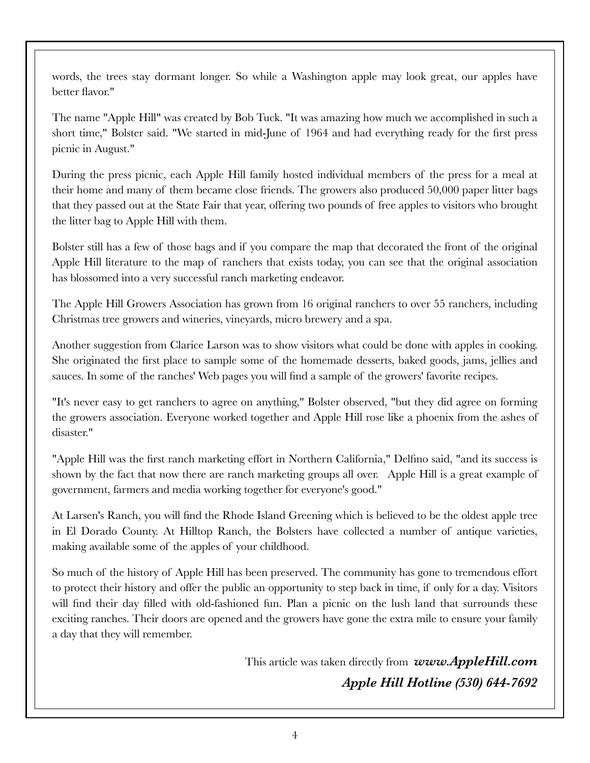words, the trees stay dormant longer. So while a Washington apple may look great, our apples have better flavor."

The name "Apple Hill" was created by Bob Tuck. "It was amazing how much we accomplished in such a short time," Bolster said. "We started in mid-June of 1964 and had everything ready for the first press picnic in August."

During the press picnic, each Apple Hill family hosted individual members of the press for a meal at their home and many of them became close friends. The growers also produced 50,000 paper litter bags that they passed out at the State Fair that year, offering two pounds of free apples to visitors who brought the litter bag to Apple Hill with them.

Bolster still has a few of those bags and if you compare the map that decorated the front of the original Apple Hill literature to the map of ranchers that exists today, you can see that the original association has blossomed into a very successful ranch marketing endeavor.

The Apple Hill Growers Association has grown from 16 original ranchers to over 55 ranchers, including Christmas tree growers and wineries, vineyards, micro brewery and a spa.

Another suggestion from Clarice Larson was to show visitors what could be done with apples in cooking. She originated the first place to sample some of the homemade desserts, baked goods, jams, jellies and sauces. In some of the ranches' Web pages you will find a sample of the growers' favorite recipes.

"It's never easy to get ranchers to agree on anything," Bolster observed, "but they did agree on forming the growers association. Everyone worked together and Apple Hill rose like a phoenix from the ashes of disaster."

"Apple Hill was the first ranch marketing effort in Northern California," Delfino said, "and its success is shown by the fact that now there are ranch marketing groups all over. Apple Hill is a great example of government, farmers and media working together for everyone's good."

At Larsen's Ranch, you will find the Rhode Island Greening which is believed to be the oldest apple tree in El Dorado County. At Hilltop Ranch, the Bolsters have collected a number of antique varieties, making available some of the apples of your childhood.

So much of the history of Apple Hill has been preserved. The community has gone to tremendous effort to protect their history and offer the public an opportunity to step back in time, if only for a day. Visitors will find their day filled with old-fashioned fun. Plan a picnic on the lush land that surrounds these exciting ranches. Their doors are opened and the growers have gone the extra mile to ensure your family a day that they will remember.

This article was taken directly from ***www.AppleHill.com***

***Apple Hill Hotline (530) 644-7692***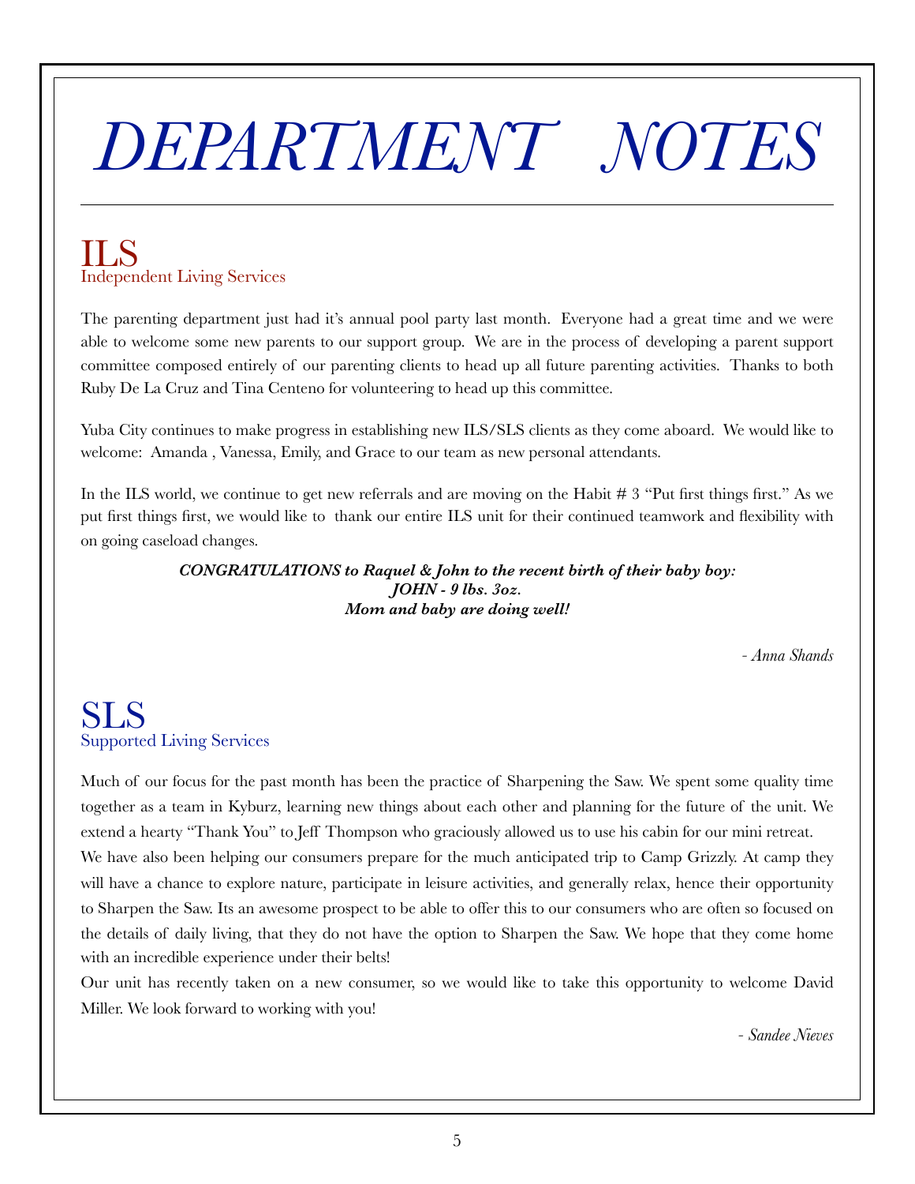# *DEPARTMENT NOTES*

## ILS
Independent Living Services

The parenting department just had it's annual pool party last month. Everyone had a great time and we were able to welcome some new parents to our support group. We are in the process of developing a parent support committee composed entirely of our parenting clients to head up all future parenting activities. Thanks to both Ruby De La Cruz and Tina Centeno for volunteering to head up this committee.

Yuba City continues to make progress in establishing new ILS/SLS clients as they come aboard. We would like to welcome: Amanda , Vanessa, Emily, and Grace to our team as new personal attendants.

In the ILS world, we continue to get new referrals and are moving on the Habit # 3 "Put first things first." As we put first things first, we would like to thank our entire ILS unit for their continued teamwork and flexibility with on going caseload changes.

***CONGRATULATIONS to Raquel & John to the recent birth of their baby boy:***
***JOHN - 9 lbs. 3oz.***
***Mom and baby are doing well!***

*- Anna Shands*

## SLS
Supported Living Services

Much of our focus for the past month has been the practice of Sharpening the Saw. We spent some quality time together as a team in Kyburz, learning new things about each other and planning for the future of the unit. We extend a hearty "Thank You" to Jeff Thompson who graciously allowed us to use his cabin for our mini retreat.

We have also been helping our consumers prepare for the much anticipated trip to Camp Grizzly. At camp they will have a chance to explore nature, participate in leisure activities, and generally relax, hence their opportunity to Sharpen the Saw. Its an awesome prospect to be able to offer this to our consumers who are often so focused on the details of daily living, that they do not have the option to Sharpen the Saw. We hope that they come home with an incredible experience under their belts!

Our unit has recently taken on a new consumer, so we would like to take this opportunity to welcome David Miller. We look forward to working with you!

*- Sandee Nieves*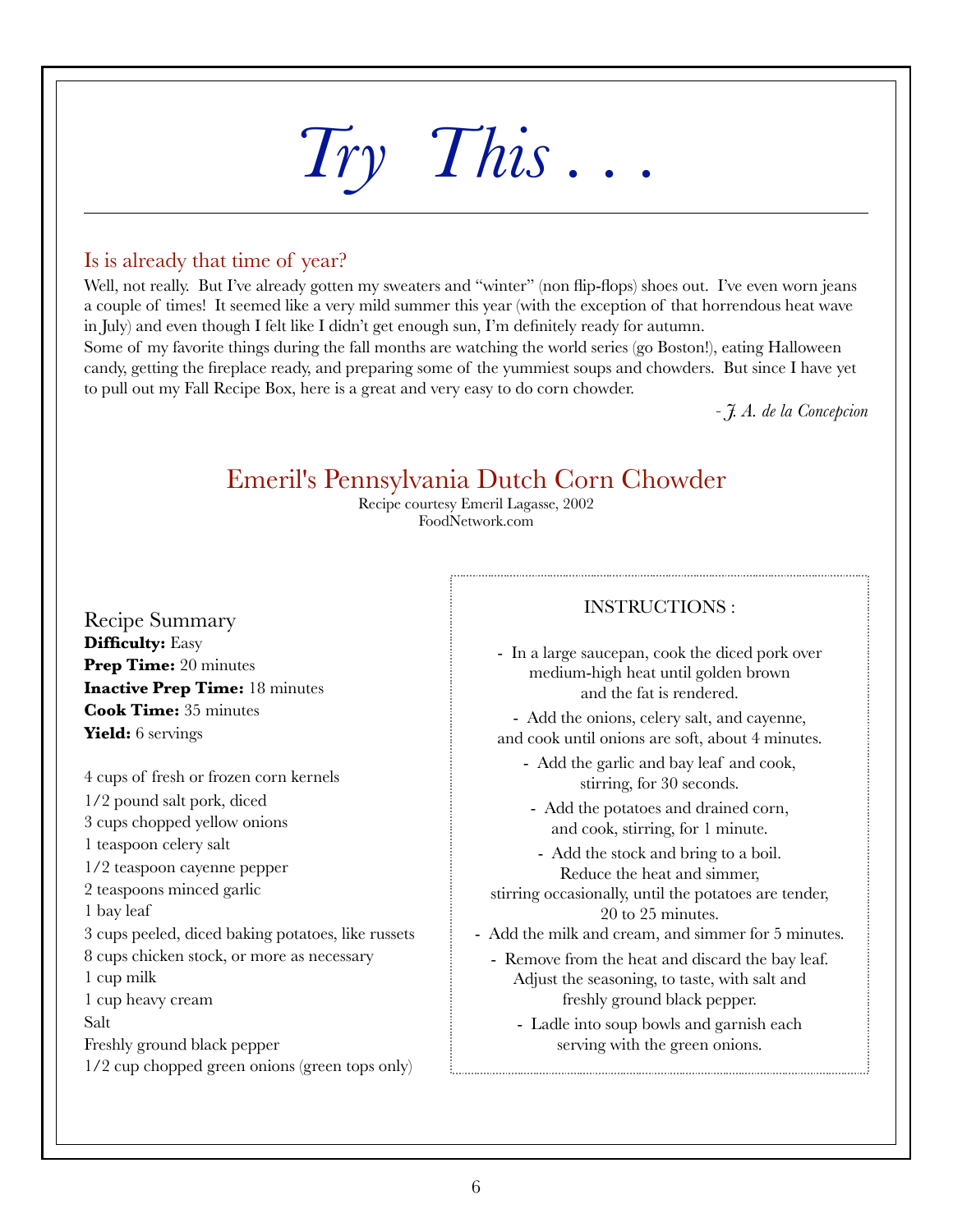# *Try This . . .*

## Is is already that time of year?

Well, not really. But I've already gotten my sweaters and "winter" (non flip-flops) shoes out. I've even worn jeans a couple of times! It seemed like a very mild summer this year (with the exception of that horrendous heat wave in July) and even though I felt like I didn't get enough sun, I'm definitely ready for autumn.

Some of my favorite things during the fall months are watching the world series (go Boston!), eating Halloween candy, getting the fireplace ready, and preparing some of the yummiest soups and chowders. But since I have yet to pull out my Fall Recipe Box, here is a great and very easy to do corn chowder.

*- J. A. de la Concepcion*

## Emeril's Pennsylvania Dutch Corn Chowder

Recipe courtesy Emeril Lagasse, 2002
FoodNetwork.com

### Recipe Summary

**Difficulty:** Easy
**Prep Time:** 20 minutes
**Inactive Prep Time:** 18 minutes
**Cook Time:** 35 minutes
**Yield:** 6 servings

4 cups of fresh or frozen corn kernels
1/2 pound salt pork, diced
3 cups chopped yellow onions
1 teaspoon celery salt
1/2 teaspoon cayenne pepper
2 teaspoons minced garlic
1 bay leaf
3 cups peeled, diced baking potatoes, like russets
8 cups chicken stock, or more as necessary
1 cup milk
1 cup heavy cream
Salt
Freshly ground black pepper
1/2 cup chopped green onions (green tops only)

### INSTRUCTIONS :

- In a large saucepan, cook the diced pork over medium-high heat until golden brown and the fat is rendered.
- Add the onions, celery salt, and cayenne, and cook until onions are soft, about 4 minutes.
- Add the garlic and bay leaf and cook, stirring, for 30 seconds.
- Add the potatoes and drained corn, and cook, stirring, for 1 minute.
- Add the stock and bring to a boil. Reduce the heat and simmer, stirring occasionally, until the potatoes are tender, 20 to 25 minutes.
- Add the milk and cream, and simmer for 5 minutes.
- Remove from the heat and discard the bay leaf. Adjust the seasoning, to taste, with salt and freshly ground black pepper.
- Ladle into soup bowls and garnish each serving with the green onions.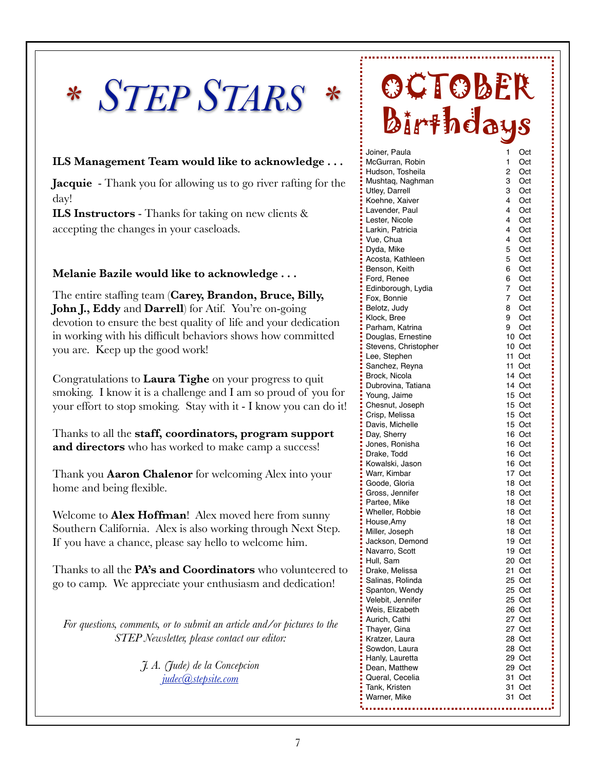# * STEP STARS *

**ILS Management Team would like to acknowledge . . .**

**Jacquie** - Thank you for allowing us to go river rafting for the day!
**ILS Instructors** - Thanks for taking on new clients & accepting the changes in your caseloads.

**Melanie Bazile would like to acknowledge . . .**

The entire staffing team (**Carey, Brandon, Bruce, Billy, John J., Eddy** and **Darrell**) for Atif. You're on-going devotion to ensure the best quality of life and your dedication in working with his difficult behaviors shows how committed you are. Keep up the good work!

Congratulations to **Laura Tighe** on your progress to quit smoking. I know it is a challenge and I am so proud of you for your effort to stop smoking. Stay with it - I know you can do it!

Thanks to all the **staff, coordinators, program support and directors** who has worked to make camp a success!

Thank you **Aaron Chalenor** for welcoming Alex into your home and being flexible.

Welcome to **Alex Hoffman**! Alex moved here from sunny Southern California. Alex is also working through Next Step. If you have a chance, please say hello to welcome him.

Thanks to all the **PA's and Coordinators** who volunteered to go to camp. We appreciate your enthusiasm and dedication!

*For questions, comments, or to submit an article and/or pictures to the STEP Newsletter, please contact our editor:*

*J. A. (Jude) de la Concepcion*
*judec@stepsite.com*

# OCTOBER Birthdays

| Name | Date |
|---|---|
| Joiner, Paula | 1 Oct |
| McGurran, Robin | 1 Oct |
| Hudson, Tosheila | 2 Oct |
| Mushtaq, Naghman | 3 Oct |
| Utley, Darrell | 3 Oct |
| Koehne, Xaiver | 4 Oct |
| Lavender, Paul | 4 Oct |
| Lester, Nicole | 4 Oct |
| Larkin, Patricia | 4 Oct |
| Vue, Chua | 4 Oct |
| Dyda, Mike | 5 Oct |
| Acosta, Kathleen | 5 Oct |
| Benson, Keith | 6 Oct |
| Ford, Renee | 6 Oct |
| Edinborough, Lydia | 7 Oct |
| Fox, Bonnie | 7 Oct |
| Belotz, Judy | 8 Oct |
| Klock, Bree | 9 Oct |
| Parham, Katrina | 9 Oct |
| Douglas, Ernestine | 10 Oct |
| Stevens, Christopher | 10 Oct |
| Lee, Stephen | 11 Oct |
| Sanchez, Reyna | 11 Oct |
| Brock, Nicola | 14 Oct |
| Dubrovina, Tatiana | 14 Oct |
| Young, Jaime | 15 Oct |
| Chesnut, Joseph | 15 Oct |
| Crisp, Melissa | 15 Oct |
| Davis, Michelle | 15 Oct |
| Day, Sherry | 16 Oct |
| Jones, Ronisha | 16 Oct |
| Drake, Todd | 16 Oct |
| Kowalski, Jason | 16 Oct |
| Warr, Kimbar | 17 Oct |
| Goode, Gloria | 18 Oct |
| Gross, Jennifer | 18 Oct |
| Partee, Mike | 18 Oct |
| Wheller, Robbie | 18 Oct |
| House,Amy | 18 Oct |
| Miller, Joseph | 18 Oct |
| Jackson, Demond | 19 Oct |
| Navarro, Scott | 19 Oct |
| Hull, Sam | 20 Oct |
| Drake, Melissa | 21 Oct |
| Salinas, Rolinda | 25 Oct |
| Spanton, Wendy | 25 Oct |
| Velebit, Jennifer | 25 Oct |
| Weis, Elizabeth | 26 Oct |
| Aurich, Cathi | 27 Oct |
| Thayer, Gina | 27 Oct |
| Kratzer, Laura | 28 Oct |
| Sowdon, Laura | 28 Oct |
| Hanly, Lauretta | 29 Oct |
| Dean, Matthew | 29 Oct |
| Queral, Cecelia | 31 Oct |
| Tank, Kristen | 31 Oct |
| Warner, Mike | 31 Oct |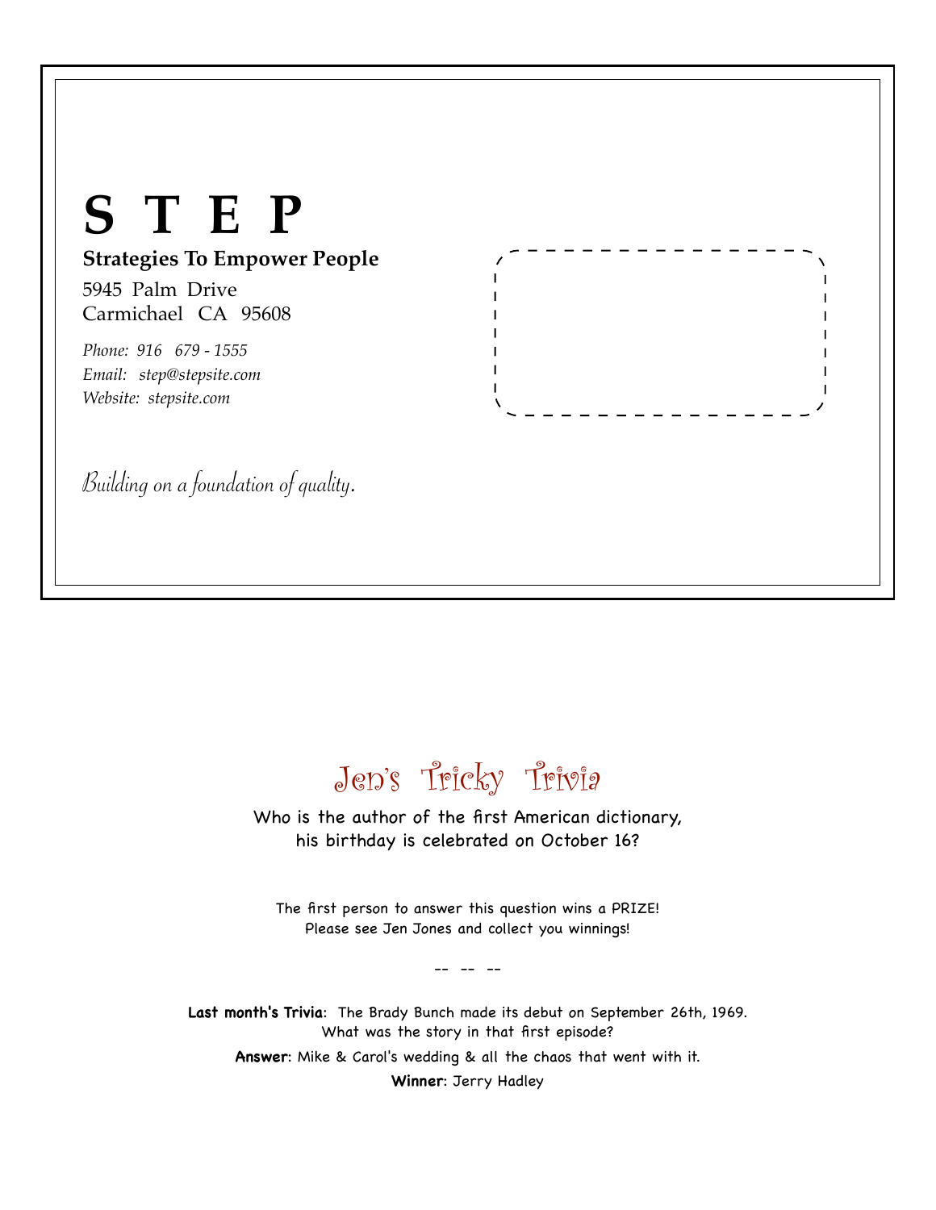# S T E P

**Strategies To Empower People**

5945 Palm Drive
Carmichael CA 95608

*Phone: 916 679 - 1555*
*Email: step@stepsite.com*
*Website: stepsite.com*

*Building on a foundation of quality.*

## Jen's Tricky Trivia

Who is the author of the first American dictionary,
his birthday is celebrated on October 16?

The first person to answer this question wins a PRIZE!
Please see Jen Jones and collect you winnings!

-- -- --

**Last month's Trivia**: The Brady Bunch made its debut on September 26th, 1969. What was the story in that first episode?

**Answer**: Mike & Carol's wedding & all the chaos that went with it.

**Winner**: Jerry Hadley